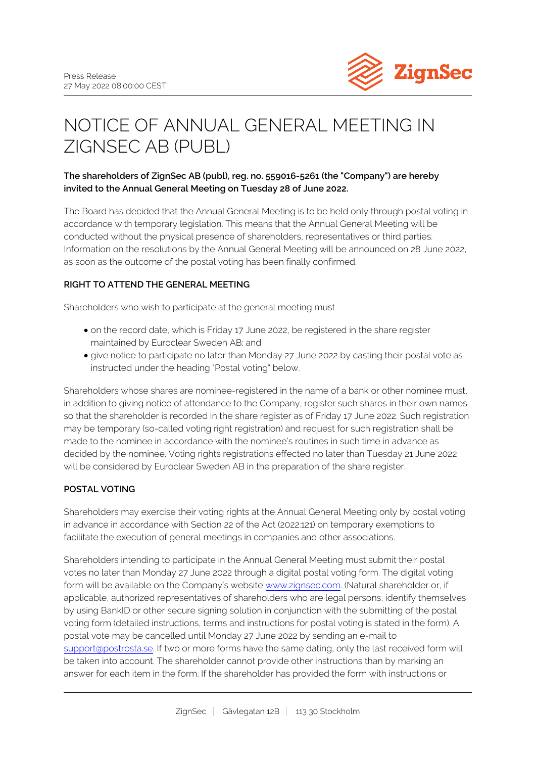Press Release
27 May 2022 08:00:00 CEST

# NOTICE OF ANNUAL GENERAL MEETING IN ZIGNSEC AB (PUBL)

**The shareholders of ZignSec AB (publ), reg. no. 559016-5261 (the "Company") are hereby invited to the Annual General Meeting on Tuesday 28 of June 2022.**

The Board has decided that the Annual General Meeting is to be held only through postal voting in accordance with temporary legislation. This means that the Annual General Meeting will be conducted without the physical presence of shareholders, representatives or third parties. Information on the resolutions by the Annual General Meeting will be announced on 28 June 2022, as soon as the outcome of the postal voting has been finally confirmed.

### RIGHT TO ATTEND THE GENERAL MEETING

Shareholders who wish to participate at the general meeting must

- on the record date, which is Friday 17 June 2022, be registered in the share register maintained by Euroclear Sweden AB; and
- give notice to participate no later than Monday 27 June 2022 by casting their postal vote as instructed under the heading "Postal voting" below.

Shareholders whose shares are nominee-registered in the name of a bank or other nominee must, in addition to giving notice of attendance to the Company, register such shares in their own names so that the shareholder is recorded in the share register as of Friday 17 June 2022. Such registration may be temporary (so-called voting right registration) and request for such registration shall be made to the nominee in accordance with the nominee's routines in such time in advance as decided by the nominee. Voting rights registrations effected no later than Tuesday 21 June 2022 will be considered by Euroclear Sweden AB in the preparation of the share register.

### POSTAL VOTING

Shareholders may exercise their voting rights at the Annual General Meeting only by postal voting in advance in accordance with Section 22 of the Act (2022:121) on temporary exemptions to facilitate the execution of general meetings in companies and other associations.

Shareholders intending to participate in the Annual General Meeting must submit their postal votes no later than Monday 27 June 2022 through a digital postal voting form. The digital voting form will be available on the Company's website www.zignsec.com. (Natural shareholder or, if applicable, authorized representatives of shareholders who are legal persons, identify themselves by using BankID or other secure signing solution in conjunction with the submitting of the postal voting form (detailed instructions, terms and instructions for postal voting is stated in the form). A postal vote may be cancelled until Monday 27 June 2022 by sending an e-mail to support@postrosta.se. If two or more forms have the same dating, only the last received form will be taken into account. The shareholder cannot provide other instructions than by marking an answer for each item in the form. If the shareholder has provided the form with instructions or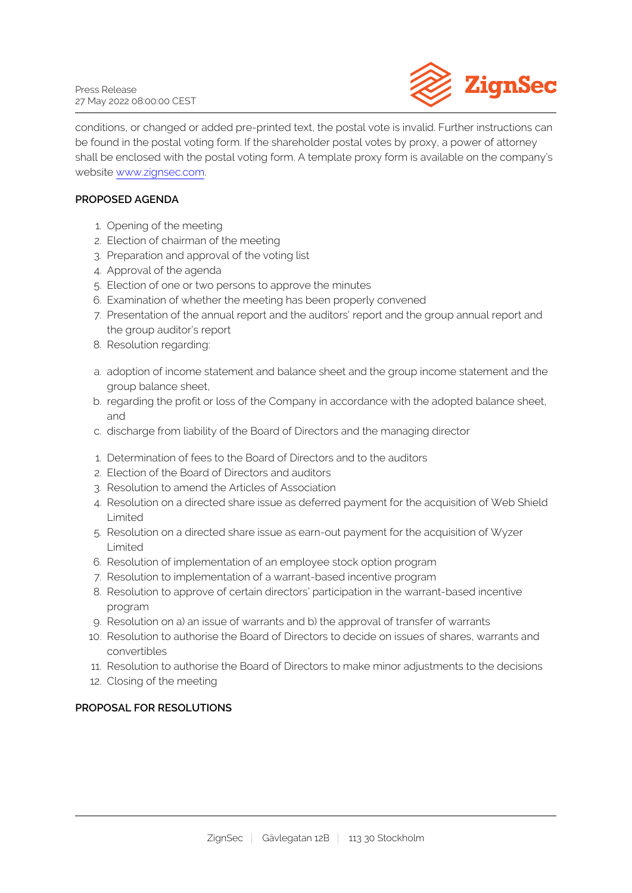conditions, or changed or added pre-printed text, the postal vote is invalid. Further instructions can be found in the postal voting form. If the shareholder postal votes by proxy, a power of attorney shall be enclosed with the postal voting form. A template proxy form is available on the company's website www.zignsec.com.

**PROPOSED AGENDA**

1. Opening of the meeting
2. Election of chairman of the meeting
3. Preparation and approval of the voting list
4. Approval of the agenda
5. Election of one or two persons to approve the minutes
6. Examination of whether the meeting has been properly convened
7. Presentation of the annual report and the auditors' report and the group annual report and the group auditor's report
8. Resolution regarding:

a. adoption of income statement and balance sheet and the group income statement and the group balance sheet,
b. regarding the profit or loss of the Company in accordance with the adopted balance sheet, and
c. discharge from liability of the Board of Directors and the managing director

1. Determination of fees to the Board of Directors and to the auditors
2. Election of the Board of Directors and auditors
3. Resolution to amend the Articles of Association
4. Resolution on a directed share issue as deferred payment for the acquisition of Web Shield Limited
5. Resolution on a directed share issue as earn-out payment for the acquisition of Wyzer Limited
6. Resolution of implementation of an employee stock option program
7. Resolution to implementation of a warrant-based incentive program
8. Resolution to approve of certain directors' participation in the warrant-based incentive program
9. Resolution on a) an issue of warrants and b) the approval of transfer of warrants
10. Resolution to authorise the Board of Directors to decide on issues of shares, warrants and convertibles
11. Resolution to authorise the Board of Directors to make minor adjustments to the decisions
12. Closing of the meeting

**PROPOSAL FOR RESOLUTIONS**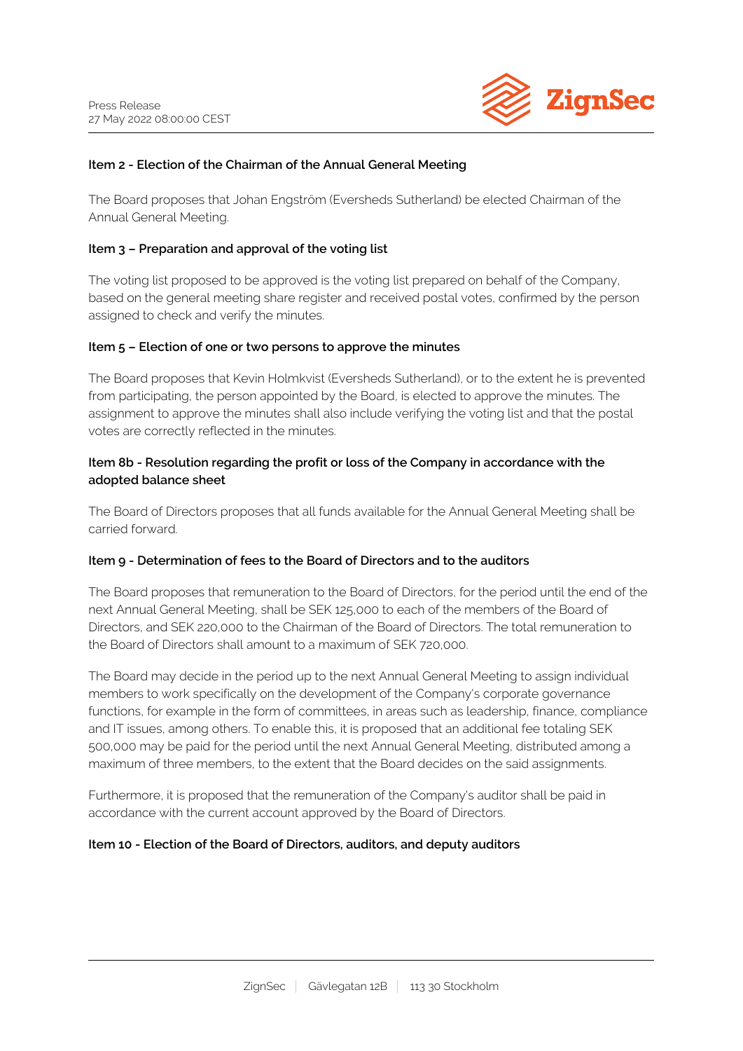**Item 2 - Election of the Chairman of the Annual General Meeting**

The Board proposes that Johan Engström (Eversheds Sutherland) be elected Chairman of the Annual General Meeting.

**Item 3 – Preparation and approval of the voting list**

The voting list proposed to be approved is the voting list prepared on behalf of the Company, based on the general meeting share register and received postal votes, confirmed by the person assigned to check and verify the minutes.

**Item 5 – Election of one or two persons to approve the minutes**

The Board proposes that Kevin Holmkvist (Eversheds Sutherland), or to the extent he is prevented from participating, the person appointed by the Board, is elected to approve the minutes. The assignment to approve the minutes shall also include verifying the voting list and that the postal votes are correctly reflected in the minutes.

**Item 8b - Resolution regarding the profit or loss of the Company in accordance with the adopted balance sheet**

The Board of Directors proposes that all funds available for the Annual General Meeting shall be carried forward.

**Item 9 - Determination of fees to the Board of Directors and to the auditors**

The Board proposes that remuneration to the Board of Directors, for the period until the end of the next Annual General Meeting, shall be SEK 125,000 to each of the members of the Board of Directors, and SEK 220,000 to the Chairman of the Board of Directors. The total remuneration to the Board of Directors shall amount to a maximum of SEK 720,000.

The Board may decide in the period up to the next Annual General Meeting to assign individual members to work specifically on the development of the Company's corporate governance functions, for example in the form of committees, in areas such as leadership, finance, compliance and IT issues, among others. To enable this, it is proposed that an additional fee totaling SEK 500,000 may be paid for the period until the next Annual General Meeting, distributed among a maximum of three members, to the extent that the Board decides on the said assignments.

Furthermore, it is proposed that the remuneration of the Company's auditor shall be paid in accordance with the current account approved by the Board of Directors.

**Item 10 - Election of the Board of Directors, auditors, and deputy auditors**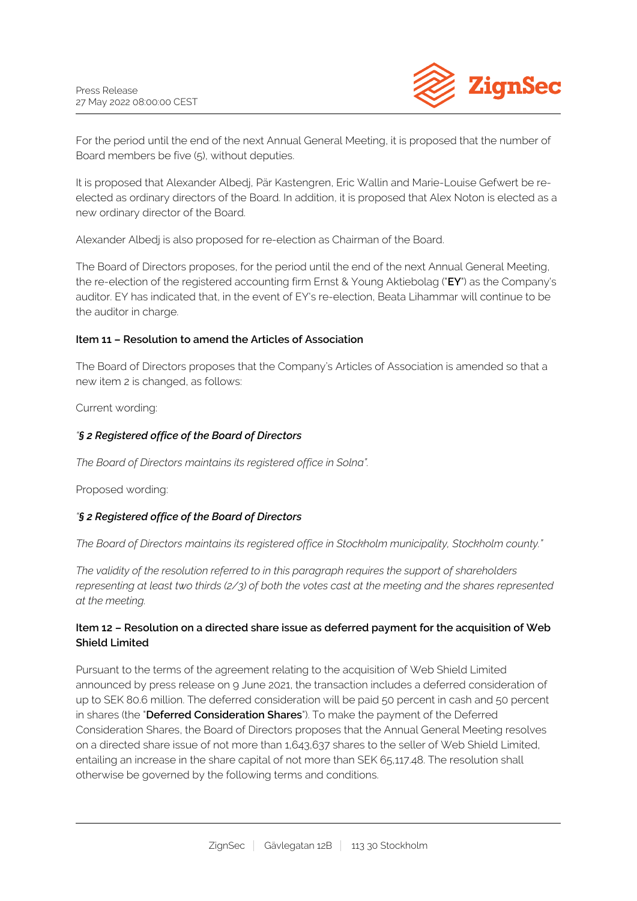For the period until the end of the next Annual General Meeting, it is proposed that the number of Board members be five (5), without deputies.

It is proposed that Alexander Albedj, Pär Kastengren, Eric Wallin and Marie-Louise Gefwert be re-elected as ordinary directors of the Board. In addition, it is proposed that Alex Noton is elected as a new ordinary director of the Board.

Alexander Albedj is also proposed for re-election as Chairman of the Board.

The Board of Directors proposes, for the period until the end of the next Annual General Meeting, the re-election of the registered accounting firm Ernst & Young Aktiebolag ("**EY**") as the Company's auditor. EY has indicated that, in the event of EY's re-election, Beata Lihammar will continue to be the auditor in charge.

**Item 11 – Resolution to amend the Articles of Association**

The Board of Directors proposes that the Company's Articles of Association is amended so that a new item 2 is changed, as follows:

Current wording:

*"§ 2 Registered office of the Board of Directors*

*The Board of Directors maintains its registered office in Solna".*

Proposed wording:

*"§ 2 Registered office of the Board of Directors*

*The Board of Directors maintains its registered office in Stockholm municipality, Stockholm county."*

*The validity of the resolution referred to in this paragraph requires the support of shareholders representing at least two thirds (2/3) of both the votes cast at the meeting and the shares represented at the meeting.*

**Item 12 – Resolution on a directed share issue as deferred payment for the acquisition of Web Shield Limited**

Pursuant to the terms of the agreement relating to the acquisition of Web Shield Limited announced by press release on 9 June 2021, the transaction includes a deferred consideration of up to SEK 80.6 million. The deferred consideration will be paid 50 percent in cash and 50 percent in shares (the "**Deferred Consideration Shares**"). To make the payment of the Deferred Consideration Shares, the Board of Directors proposes that the Annual General Meeting resolves on a directed share issue of not more than 1,643,637 shares to the seller of Web Shield Limited, entailing an increase in the share capital of not more than SEK 65,117.48. The resolution shall otherwise be governed by the following terms and conditions.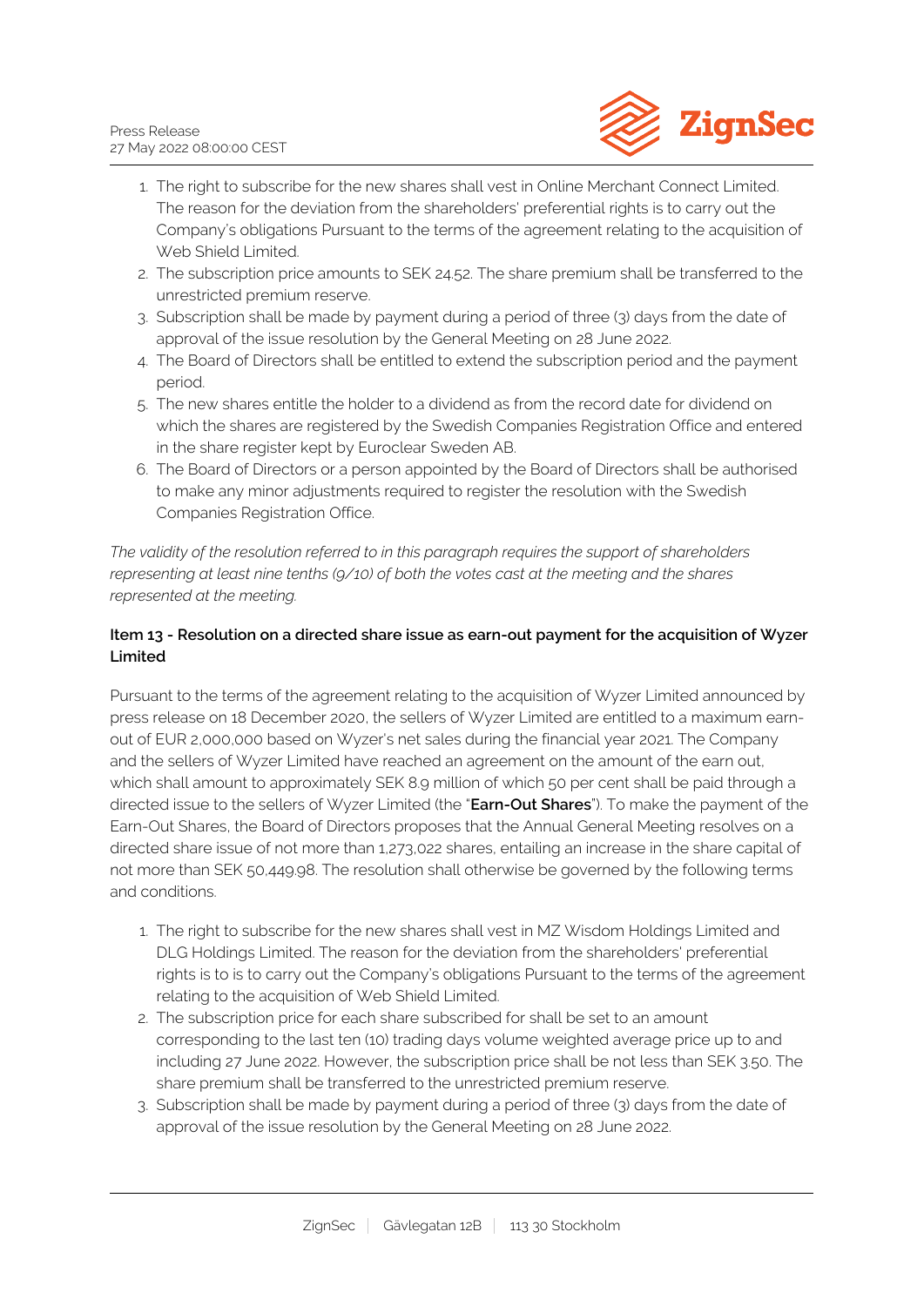1. The right to subscribe for the new shares shall vest in Online Merchant Connect Limited. The reason for the deviation from the shareholders' preferential rights is to carry out the Company's obligations Pursuant to the terms of the agreement relating to the acquisition of Web Shield Limited.
2. The subscription price amounts to SEK 24.52. The share premium shall be transferred to the unrestricted premium reserve.
3. Subscription shall be made by payment during a period of three (3) days from the date of approval of the issue resolution by the General Meeting on 28 June 2022.
4. The Board of Directors shall be entitled to extend the subscription period and the payment period.
5. The new shares entitle the holder to a dividend as from the record date for dividend on which the shares are registered by the Swedish Companies Registration Office and entered in the share register kept by Euroclear Sweden AB.
6. The Board of Directors or a person appointed by the Board of Directors shall be authorised to make any minor adjustments required to register the resolution with the Swedish Companies Registration Office.

*The validity of the resolution referred to in this paragraph requires the support of shareholders representing at least nine tenths (9/10) of both the votes cast at the meeting and the shares represented at the meeting.*

### Item 13 - Resolution on a directed share issue as earn-out payment for the acquisition of Wyzer Limited

Pursuant to the terms of the agreement relating to the acquisition of Wyzer Limited announced by press release on 18 December 2020, the sellers of Wyzer Limited are entitled to a maximum earn-out of EUR 2,000,000 based on Wyzer's net sales during the financial year 2021. The Company and the sellers of Wyzer Limited have reached an agreement on the amount of the earn out, which shall amount to approximately SEK 8.9 million of which 50 per cent shall be paid through a directed issue to the sellers of Wyzer Limited (the "**Earn-Out Shares**"). To make the payment of the Earn-Out Shares, the Board of Directors proposes that the Annual General Meeting resolves on a directed share issue of not more than 1,273,022 shares, entailing an increase in the share capital of not more than SEK 50,449.98. The resolution shall otherwise be governed by the following terms and conditions.

1. The right to subscribe for the new shares shall vest in MZ Wisdom Holdings Limited and DLG Holdings Limited. The reason for the deviation from the shareholders' preferential rights is to is to carry out the Company's obligations Pursuant to the terms of the agreement relating to the acquisition of Web Shield Limited.
2. The subscription price for each share subscribed for shall be set to an amount corresponding to the last ten (10) trading days volume weighted average price up to and including 27 June 2022. However, the subscription price shall be not less than SEK 3.50. The share premium shall be transferred to the unrestricted premium reserve.
3. Subscription shall be made by payment during a period of three (3) days from the date of approval of the issue resolution by the General Meeting on 28 June 2022.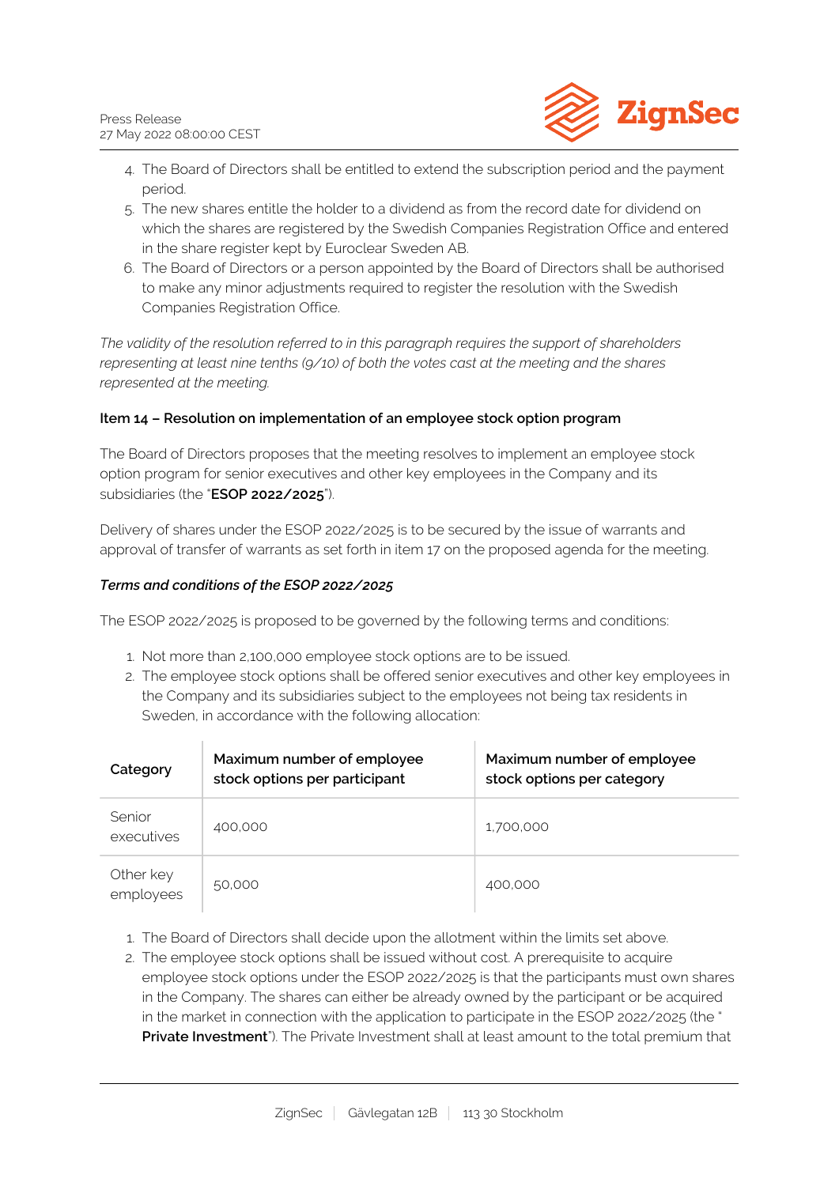4. The Board of Directors shall be entitled to extend the subscription period and the payment period.
5. The new shares entitle the holder to a dividend as from the record date for dividend on which the shares are registered by the Swedish Companies Registration Office and entered in the share register kept by Euroclear Sweden AB.
6. The Board of Directors or a person appointed by the Board of Directors shall be authorised to make any minor adjustments required to register the resolution with the Swedish Companies Registration Office.

*The validity of the resolution referred to in this paragraph requires the support of shareholders representing at least nine tenths (9/10) of both the votes cast at the meeting and the shares represented at the meeting.*

**Item 14 – Resolution on implementation of an employee stock option program**

The Board of Directors proposes that the meeting resolves to implement an employee stock option program for senior executives and other key employees in the Company and its subsidiaries (the "**ESOP 2022/2025**").

Delivery of shares under the ESOP 2022/2025 is to be secured by the issue of warrants and approval of transfer of warrants as set forth in item 17 on the proposed agenda for the meeting.

***Terms and conditions of the ESOP 2022/2025***

The ESOP 2022/2025 is proposed to be governed by the following terms and conditions:

1. Not more than 2,100,000 employee stock options are to be issued.
2. The employee stock options shall be offered senior executives and other key employees in the Company and its subsidiaries subject to the employees not being tax residents in Sweden, in accordance with the following allocation:

| Category | Maximum number of employee stock options per participant | Maximum number of employee stock options per category |
|---|---|---|
| Senior executives | 400,000 | 1,700,000 |
| Other key employees | 50,000 | 400,000 |

1. The Board of Directors shall decide upon the allotment within the limits set above.
2. The employee stock options shall be issued without cost. A prerequisite to acquire employee stock options under the ESOP 2022/2025 is that the participants must own shares in the Company. The shares can either be already owned by the participant or be acquired in the market in connection with the application to participate in the ESOP 2022/2025 (the "**Private Investment**"). The Private Investment shall at least amount to the total premium that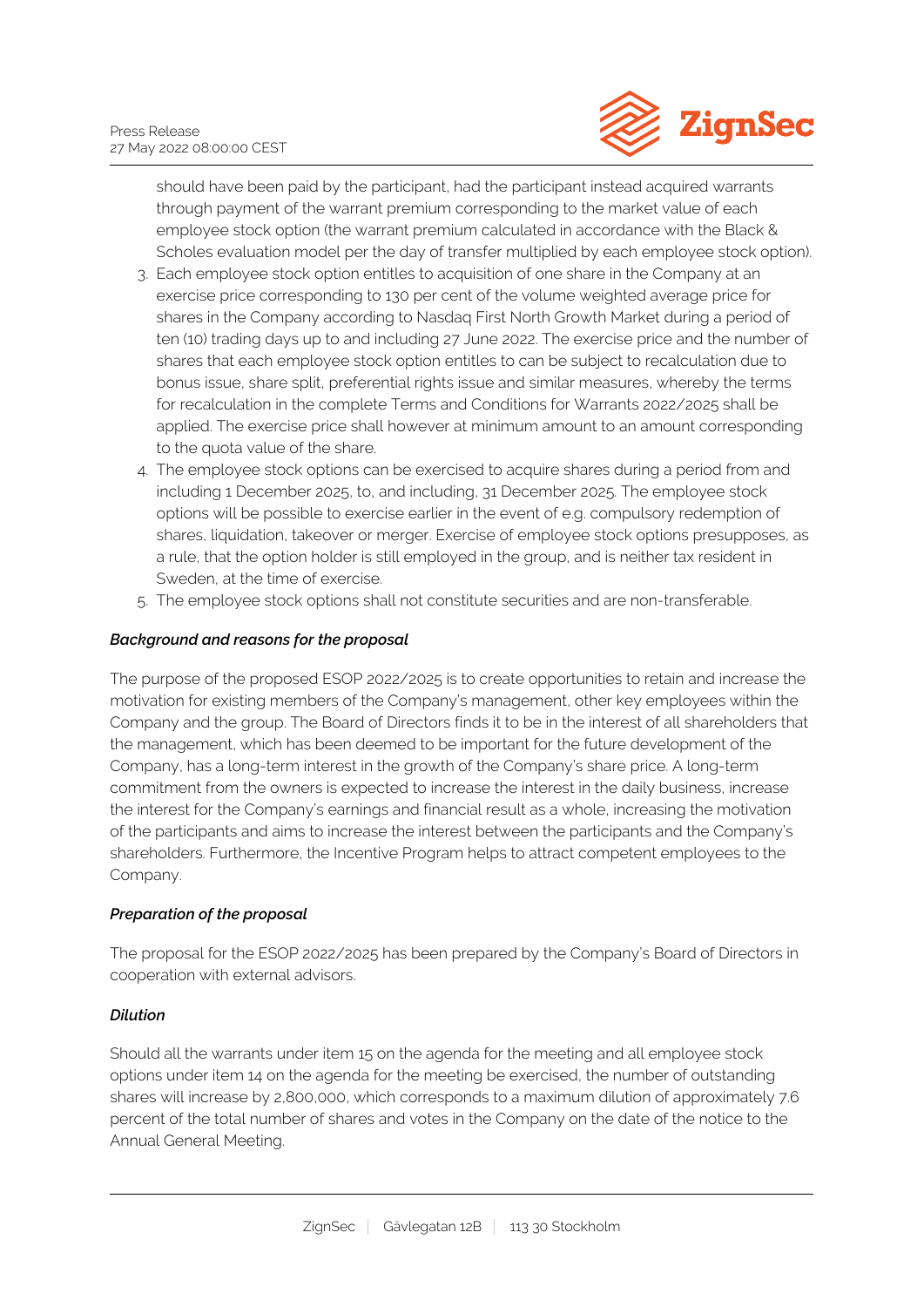should have been paid by the participant, had the participant instead acquired warrants through payment of the warrant premium corresponding to the market value of each employee stock option (the warrant premium calculated in accordance with the Black & Scholes evaluation model per the day of transfer multiplied by each employee stock option).

3. Each employee stock option entitles to acquisition of one share in the Company at an exercise price corresponding to 130 per cent of the volume weighted average price for shares in the Company according to Nasdaq First North Growth Market during a period of ten (10) trading days up to and including 27 June 2022. The exercise price and the number of shares that each employee stock option entitles to can be subject to recalculation due to bonus issue, share split, preferential rights issue and similar measures, whereby the terms for recalculation in the complete Terms and Conditions for Warrants 2022/2025 shall be applied. The exercise price shall however at minimum amount to an amount corresponding to the quota value of the share.
4. The employee stock options can be exercised to acquire shares during a period from and including 1 December 2025, to, and including, 31 December 2025. The employee stock options will be possible to exercise earlier in the event of e.g. compulsory redemption of shares, liquidation, takeover or merger. Exercise of employee stock options presupposes, as a rule, that the option holder is still employed in the group, and is neither tax resident in Sweden, at the time of exercise.
5. The employee stock options shall not constitute securities and are non-transferable.

***Background and reasons for the proposal***

The purpose of the proposed ESOP 2022/2025 is to create opportunities to retain and increase the motivation for existing members of the Company's management, other key employees within the Company and the group. The Board of Directors finds it to be in the interest of all shareholders that the management, which has been deemed to be important for the future development of the Company, has a long-term interest in the growth of the Company's share price. A long-term commitment from the owners is expected to increase the interest in the daily business, increase the interest for the Company's earnings and financial result as a whole, increasing the motivation of the participants and aims to increase the interest between the participants and the Company's shareholders. Furthermore, the Incentive Program helps to attract competent employees to the Company.

***Preparation of the proposal***

The proposal for the ESOP 2022/2025 has been prepared by the Company's Board of Directors in cooperation with external advisors.

***Dilution***

Should all the warrants under item 15 on the agenda for the meeting and all employee stock options under item 14 on the agenda for the meeting be exercised, the number of outstanding shares will increase by 2,800,000, which corresponds to a maximum dilution of approximately 7.6 percent of the total number of shares and votes in the Company on the date of the notice to the Annual General Meeting.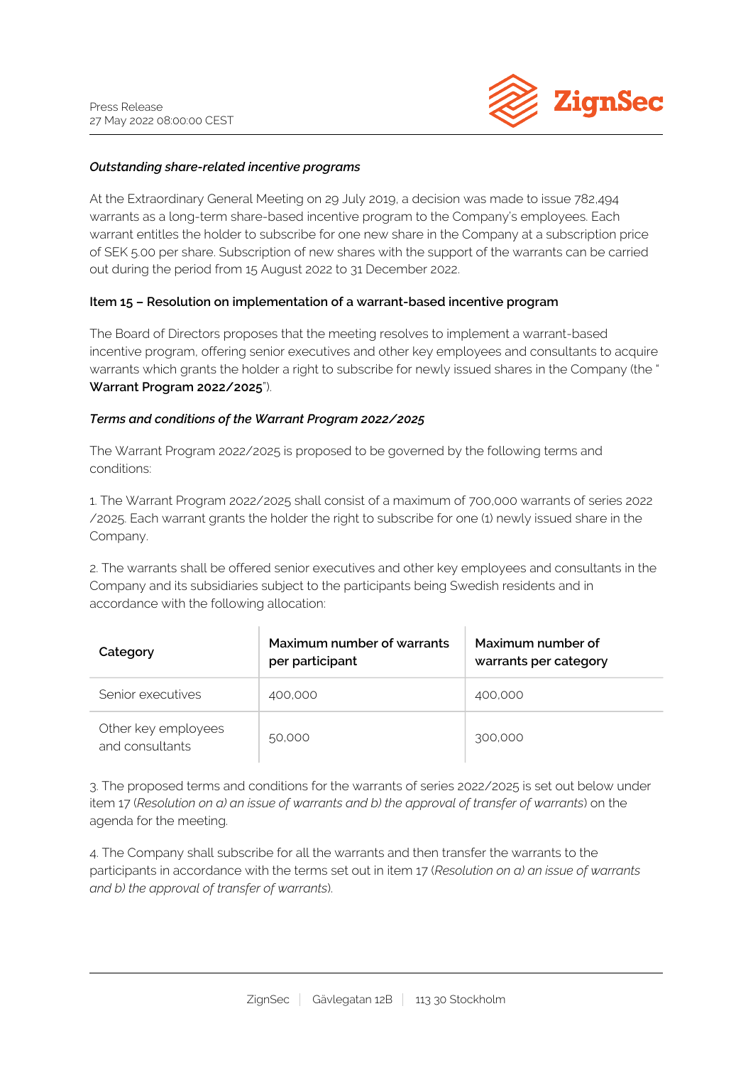*Outstanding share-related incentive programs*

At the Extraordinary General Meeting on 29 July 2019, a decision was made to issue 782,494 warrants as a long-term share-based incentive program to the Company's employees. Each warrant entitles the holder to subscribe for one new share in the Company at a subscription price of SEK 5.00 per share. Subscription of new shares with the support of the warrants can be carried out during the period from 15 August 2022 to 31 December 2022.

**Item 15 – Resolution on implementation of a warrant-based incentive program**

The Board of Directors proposes that the meeting resolves to implement a warrant-based incentive program, offering senior executives and other key employees and consultants to acquire warrants which grants the holder a right to subscribe for newly issued shares in the Company (the " **Warrant Program 2022/2025**").

***Terms and conditions of the Warrant Program 2022/2025***

The Warrant Program 2022/2025 is proposed to be governed by the following terms and conditions:

1. The Warrant Program 2022/2025 shall consist of a maximum of 700,000 warrants of series 2022/2025. Each warrant grants the holder the right to subscribe for one (1) newly issued share in the Company.

2. The warrants shall be offered senior executives and other key employees and consultants in the Company and its subsidiaries subject to the participants being Swedish residents and in accordance with the following allocation:

| Category | Maximum number of warrants per participant | Maximum number of warrants per category |
| --- | --- | --- |
| Senior executives | 400,000 | 400,000 |
| Other key employees and consultants | 50,000 | 300,000 |

3. The proposed terms and conditions for the warrants of series 2022/2025 is set out below under item 17 (*Resolution on a) an issue of warrants and b) the approval of transfer of warrants*) on the agenda for the meeting.

4. The Company shall subscribe for all the warrants and then transfer the warrants to the participants in accordance with the terms set out in item 17 (*Resolution on a) an issue of warrants and b) the approval of transfer of warrants*).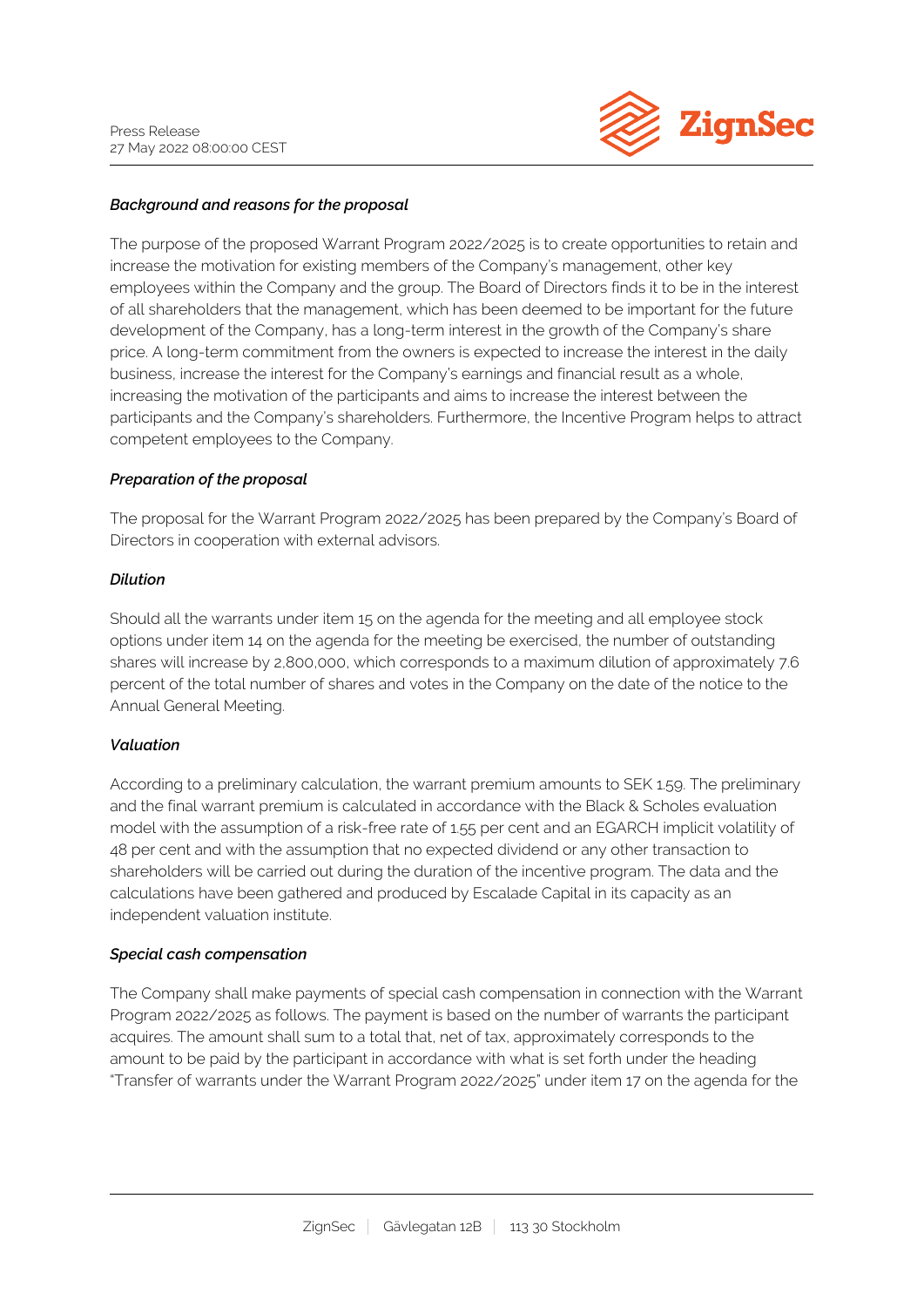***Background and reasons for the proposal***

The purpose of the proposed Warrant Program 2022/2025 is to create opportunities to retain and increase the motivation for existing members of the Company's management, other key employees within the Company and the group. The Board of Directors finds it to be in the interest of all shareholders that the management, which has been deemed to be important for the future development of the Company, has a long-term interest in the growth of the Company's share price. A long-term commitment from the owners is expected to increase the interest in the daily business, increase the interest for the Company's earnings and financial result as a whole, increasing the motivation of the participants and aims to increase the interest between the participants and the Company's shareholders. Furthermore, the Incentive Program helps to attract competent employees to the Company.

***Preparation of the proposal***

The proposal for the Warrant Program 2022/2025 has been prepared by the Company's Board of Directors in cooperation with external advisors.

***Dilution***

Should all the warrants under item 15 on the agenda for the meeting and all employee stock options under item 14 on the agenda for the meeting be exercised, the number of outstanding shares will increase by 2,800,000, which corresponds to a maximum dilution of approximately 7.6 percent of the total number of shares and votes in the Company on the date of the notice to the Annual General Meeting.

***Valuation***

According to a preliminary calculation, the warrant premium amounts to SEK 1.59. The preliminary and the final warrant premium is calculated in accordance with the Black & Scholes evaluation model with the assumption of a risk-free rate of 1.55 per cent and an EGARCH implicit volatility of 48 per cent and with the assumption that no expected dividend or any other transaction to shareholders will be carried out during the duration of the incentive program. The data and the calculations have been gathered and produced by Escalade Capital in its capacity as an independent valuation institute.

***Special cash compensation***

The Company shall make payments of special cash compensation in connection with the Warrant Program 2022/2025 as follows. The payment is based on the number of warrants the participant acquires. The amount shall sum to a total that, net of tax, approximately corresponds to the amount to be paid by the participant in accordance with what is set forth under the heading "Transfer of warrants under the Warrant Program 2022/2025" under item 17 on the agenda for the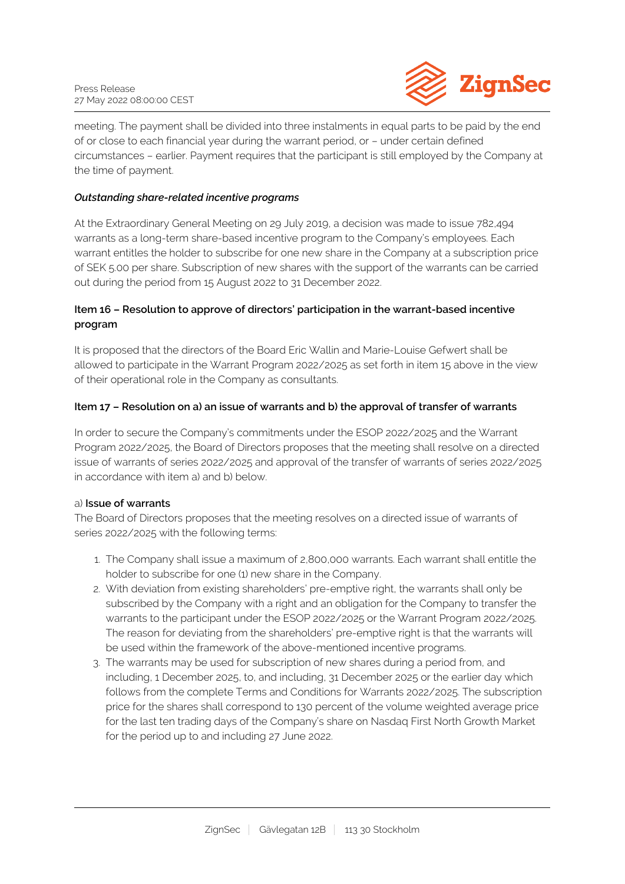meeting. The payment shall be divided into three instalments in equal parts to be paid by the end of or close to each financial year during the warrant period, or – under certain defined circumstances – earlier. Payment requires that the participant is still employed by the Company at the time of payment.

***Outstanding share-related incentive programs***

At the Extraordinary General Meeting on 29 July 2019, a decision was made to issue 782,494 warrants as a long-term share-based incentive program to the Company's employees. Each warrant entitles the holder to subscribe for one new share in the Company at a subscription price of SEK 5.00 per share. Subscription of new shares with the support of the warrants can be carried out during the period from 15 August 2022 to 31 December 2022.

**Item 16 – Resolution to approve of directors' participation in the warrant-based incentive program**

It is proposed that the directors of the Board Eric Wallin and Marie-Louise Gefwert shall be allowed to participate in the Warrant Program 2022/2025 as set forth in item 15 above in the view of their operational role in the Company as consultants.

**Item 17 – Resolution on a) an issue of warrants and b) the approval of transfer of warrants**

In order to secure the Company's commitments under the ESOP 2022/2025 and the Warrant Program 2022/2025, the Board of Directors proposes that the meeting shall resolve on a directed issue of warrants of series 2022/2025 and approval of the transfer of warrants of series 2022/2025 in accordance with item a) and b) below.

a) **Issue of warrants**

The Board of Directors proposes that the meeting resolves on a directed issue of warrants of series 2022/2025 with the following terms:

1. The Company shall issue a maximum of 2,800,000 warrants. Each warrant shall entitle the holder to subscribe for one (1) new share in the Company.
2. With deviation from existing shareholders' pre-emptive right, the warrants shall only be subscribed by the Company with a right and an obligation for the Company to transfer the warrants to the participant under the ESOP 2022/2025 or the Warrant Program 2022/2025. The reason for deviating from the shareholders' pre-emptive right is that the warrants will be used within the framework of the above-mentioned incentive programs.
3. The warrants may be used for subscription of new shares during a period from, and including, 1 December 2025, to, and including, 31 December 2025 or the earlier day which follows from the complete Terms and Conditions for Warrants 2022/2025. The subscription price for the shares shall correspond to 130 percent of the volume weighted average price for the last ten trading days of the Company's share on Nasdaq First North Growth Market for the period up to and including 27 June 2022.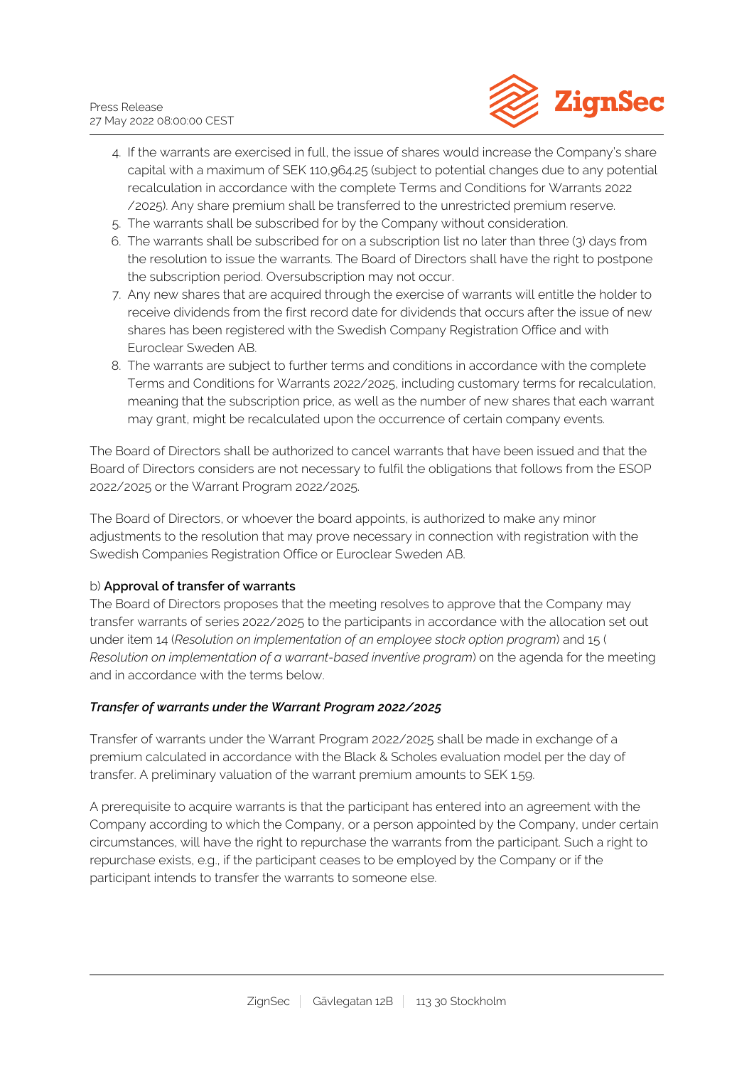4. If the warrants are exercised in full, the issue of shares would increase the Company's share capital with a maximum of SEK 110,964.25 (subject to potential changes due to any potential recalculation in accordance with the complete Terms and Conditions for Warrants 2022 /2025). Any share premium shall be transferred to the unrestricted premium reserve.
5. The warrants shall be subscribed for by the Company without consideration.
6. The warrants shall be subscribed for on a subscription list no later than three (3) days from the resolution to issue the warrants. The Board of Directors shall have the right to postpone the subscription period. Oversubscription may not occur.
7. Any new shares that are acquired through the exercise of warrants will entitle the holder to receive dividends from the first record date for dividends that occurs after the issue of new shares has been registered with the Swedish Company Registration Office and with Euroclear Sweden AB.
8. The warrants are subject to further terms and conditions in accordance with the complete Terms and Conditions for Warrants 2022/2025, including customary terms for recalculation, meaning that the subscription price, as well as the number of new shares that each warrant may grant, might be recalculated upon the occurrence of certain company events.

The Board of Directors shall be authorized to cancel warrants that have been issued and that the Board of Directors considers are not necessary to fulfil the obligations that follows from the ESOP 2022/2025 or the Warrant Program 2022/2025.

The Board of Directors, or whoever the board appoints, is authorized to make any minor adjustments to the resolution that may prove necessary in connection with registration with the Swedish Companies Registration Office or Euroclear Sweden AB.

b) **Approval of transfer of warrants**

The Board of Directors proposes that the meeting resolves to approve that the Company may transfer warrants of series 2022/2025 to the participants in accordance with the allocation set out under item 14 (*Resolution on implementation of an employee stock option program*) and 15 (*Resolution on implementation of a warrant-based inventive program*) on the agenda for the meeting and in accordance with the terms below.

***Transfer of warrants under the Warrant Program 2022/2025***

Transfer of warrants under the Warrant Program 2022/2025 shall be made in exchange of a premium calculated in accordance with the Black & Scholes evaluation model per the day of transfer. A preliminary valuation of the warrant premium amounts to SEK 1.59.

A prerequisite to acquire warrants is that the participant has entered into an agreement with the Company according to which the Company, or a person appointed by the Company, under certain circumstances, will have the right to repurchase the warrants from the participant. Such a right to repurchase exists, e.g., if the participant ceases to be employed by the Company or if the participant intends to transfer the warrants to someone else.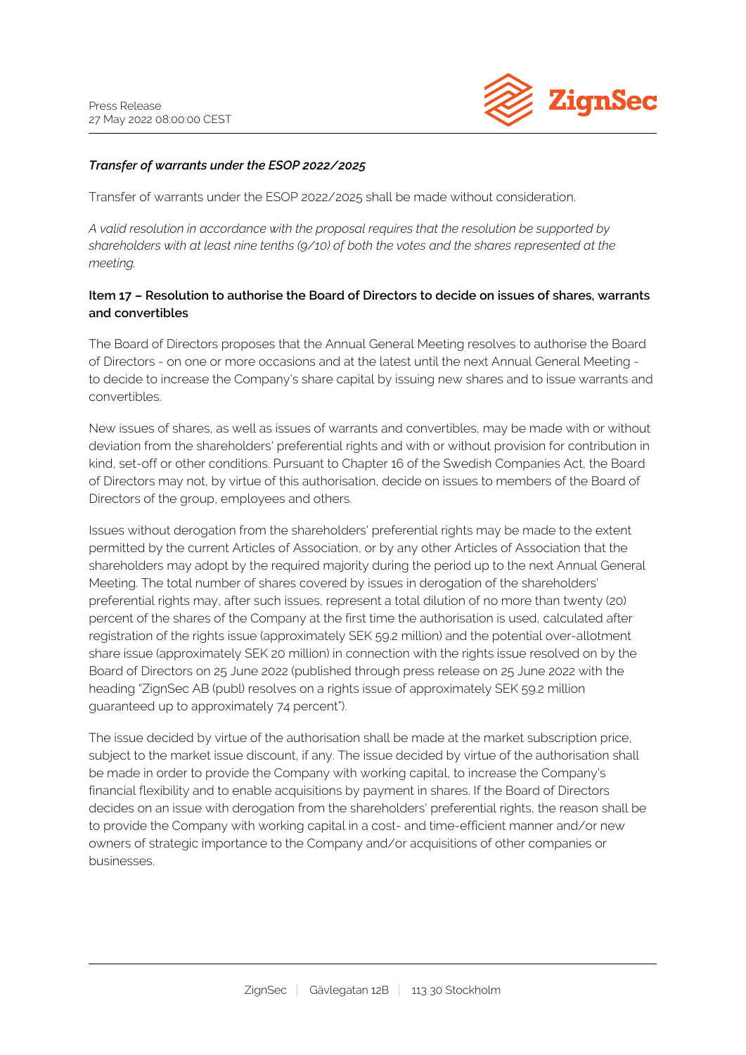***Transfer of warrants under the ESOP 2022/2025***

Transfer of warrants under the ESOP 2022/2025 shall be made without consideration.

*A valid resolution in accordance with the proposal requires that the resolution be supported by shareholders with at least nine tenths (9/10) of both the votes and the shares represented at the meeting.*

**Item 17 – Resolution to authorise the Board of Directors to decide on issues of shares, warrants and convertibles**

The Board of Directors proposes that the Annual General Meeting resolves to authorise the Board of Directors - on one or more occasions and at the latest until the next Annual General Meeting - to decide to increase the Company's share capital by issuing new shares and to issue warrants and convertibles.

New issues of shares, as well as issues of warrants and convertibles, may be made with or without deviation from the shareholders' preferential rights and with or without provision for contribution in kind, set-off or other conditions. Pursuant to Chapter 16 of the Swedish Companies Act, the Board of Directors may not, by virtue of this authorisation, decide on issues to members of the Board of Directors of the group, employees and others.

Issues without derogation from the shareholders' preferential rights may be made to the extent permitted by the current Articles of Association, or by any other Articles of Association that the shareholders may adopt by the required majority during the period up to the next Annual General Meeting. The total number of shares covered by issues in derogation of the shareholders' preferential rights may, after such issues, represent a total dilution of no more than twenty (20) percent of the shares of the Company at the first time the authorisation is used, calculated after registration of the rights issue (approximately SEK 59.2 million) and the potential over-allotment share issue (approximately SEK 20 million) in connection with the rights issue resolved on by the Board of Directors on 25 June 2022 (published through press release on 25 June 2022 with the heading "ZignSec AB (publ) resolves on a rights issue of approximately SEK 59.2 million guaranteed up to approximately 74 percent").

The issue decided by virtue of the authorisation shall be made at the market subscription price, subject to the market issue discount, if any. The issue decided by virtue of the authorisation shall be made in order to provide the Company with working capital, to increase the Company's financial flexibility and to enable acquisitions by payment in shares. If the Board of Directors decides on an issue with derogation from the shareholders' preferential rights, the reason shall be to provide the Company with working capital in a cost- and time-efficient manner and/or new owners of strategic importance to the Company and/or acquisitions of other companies or businesses.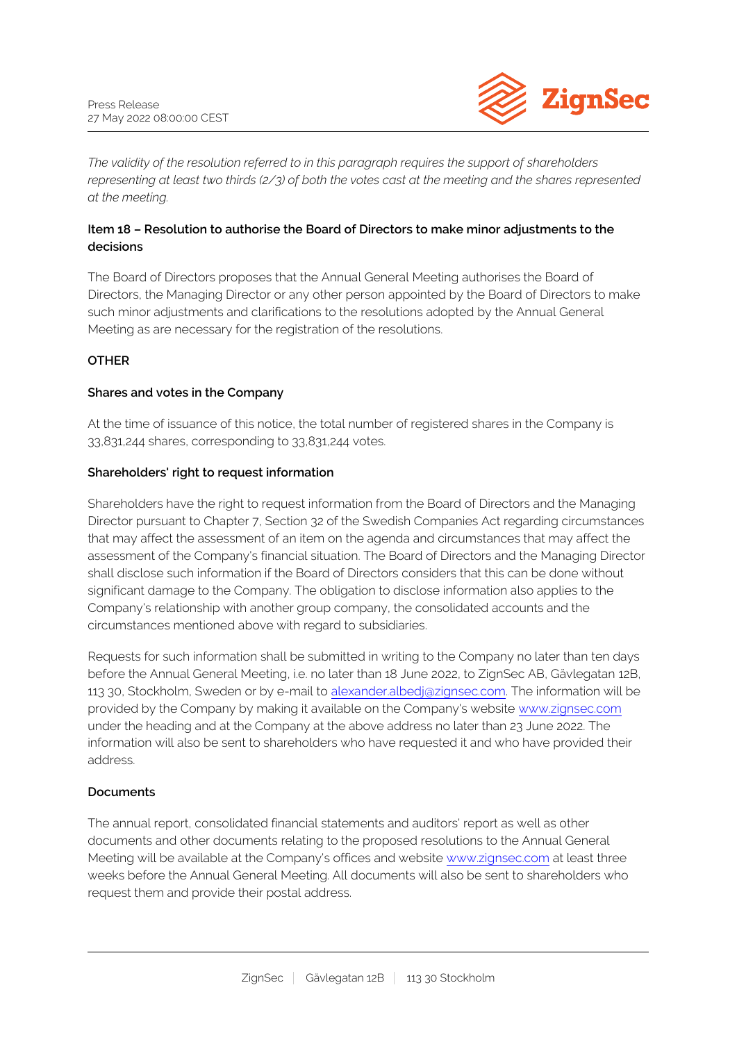*The validity of the resolution referred to in this paragraph requires the support of shareholders representing at least two thirds (2/3) of both the votes cast at the meeting and the shares represented at the meeting.*

**Item 18 – Resolution to authorise the Board of Directors to make minor adjustments to the decisions**

The Board of Directors proposes that the Annual General Meeting authorises the Board of Directors, the Managing Director or any other person appointed by the Board of Directors to make such minor adjustments and clarifications to the resolutions adopted by the Annual General Meeting as are necessary for the registration of the resolutions.

**OTHER**

**Shares and votes in the Company**

At the time of issuance of this notice, the total number of registered shares in the Company is 33,831,244 shares, corresponding to 33,831,244 votes.

**Shareholders' right to request information**

Shareholders have the right to request information from the Board of Directors and the Managing Director pursuant to Chapter 7, Section 32 of the Swedish Companies Act regarding circumstances that may affect the assessment of an item on the agenda and circumstances that may affect the assessment of the Company's financial situation. The Board of Directors and the Managing Director shall disclose such information if the Board of Directors considers that this can be done without significant damage to the Company. The obligation to disclose information also applies to the Company's relationship with another group company, the consolidated accounts and the circumstances mentioned above with regard to subsidiaries.

Requests for such information shall be submitted in writing to the Company no later than ten days before the Annual General Meeting, i.e. no later than 18 June 2022, to ZignSec AB, Gävlegatan 12B, 113 30, Stockholm, Sweden or by e-mail to alexander.albedj@zignsec.com. The information will be provided by the Company by making it available on the Company's website www.zignsec.com under the heading and at the Company at the above address no later than 23 June 2022. The information will also be sent to shareholders who have requested it and who have provided their address.

**Documents**

The annual report, consolidated financial statements and auditors' report as well as other documents and other documents relating to the proposed resolutions to the Annual General Meeting will be available at the Company's offices and website www.zignsec.com at least three weeks before the Annual General Meeting. All documents will also be sent to shareholders who request them and provide their postal address.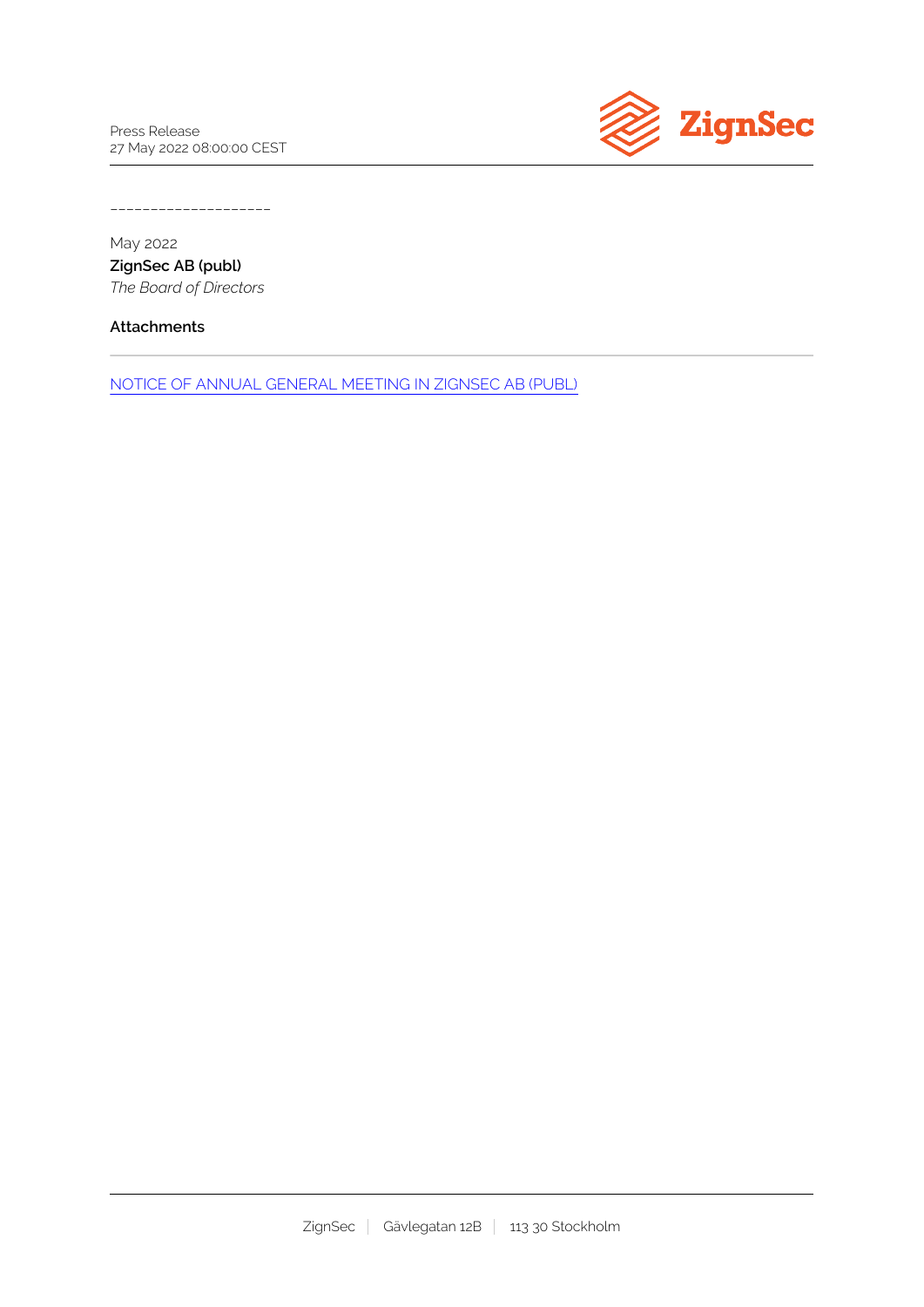--------------------

May 2022

**ZignSec AB (publ)**

*The Board of Directors*

**Attachments**

---

NOTICE OF ANNUAL GENERAL MEETING IN ZIGNSEC AB (PUBL)